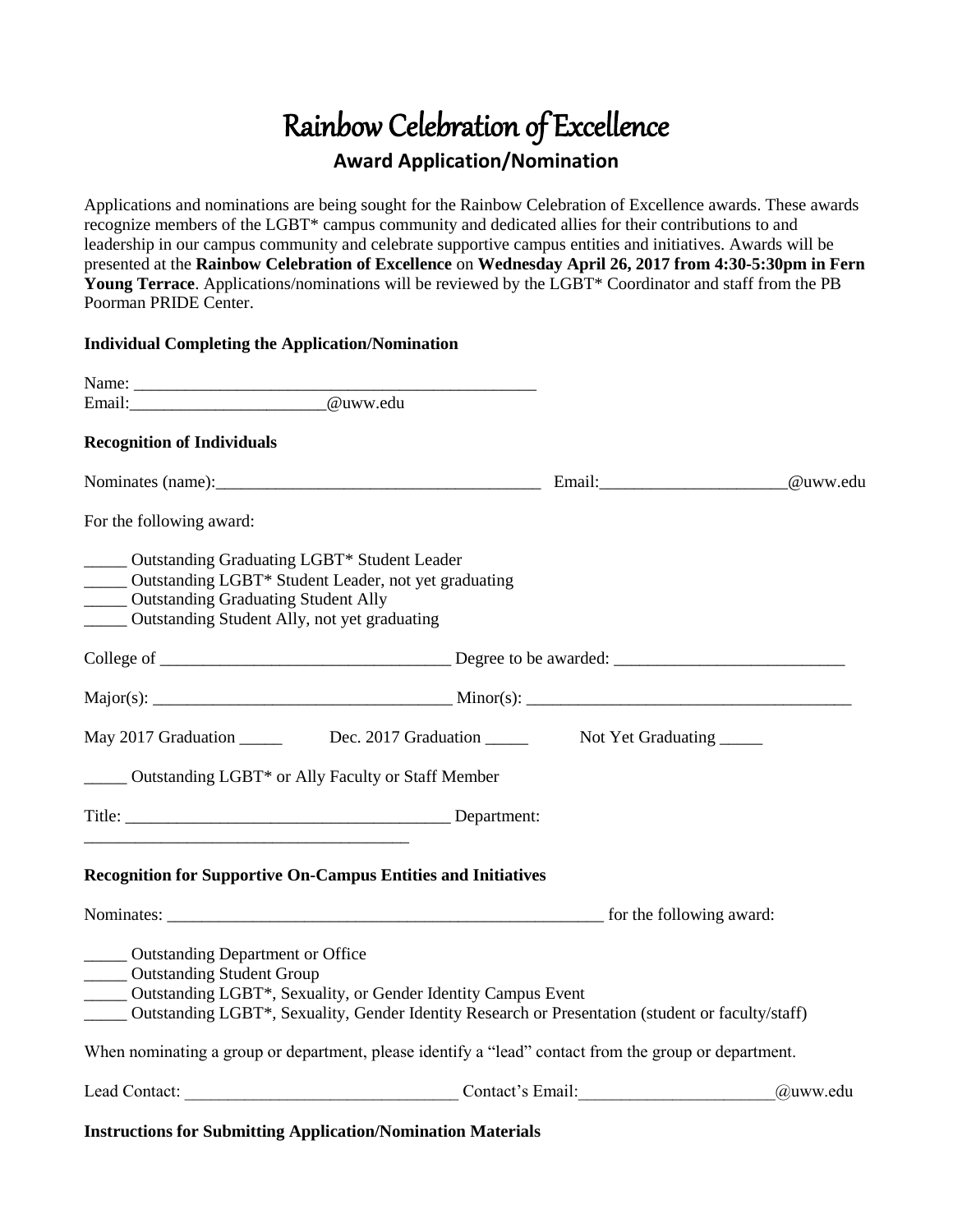# Rainbow Celebration of Excellence

## Award Application/Nomination

Applications and nominations are being sought for the Rainbow Celebration of Excellence awards. These awards recognize members of the LGBT* campus community and dedicated allies for their contributions to and leadership in our campus community and celebrate supportive campus entities and initiatives. Awards will be presented at the **Rainbow Celebration of Excellence** on **Wednesday April 26, 2017 from 4:30-5:30pm in Fern Young Terrace**. Applications/nominations will be reviewed by the LGBT* Coordinator and staff from the PB Poorman PRIDE Center.

**Individual Completing the Application/Nomination**

Name: ________________________________________________

Email:______________________@uww.edu

**Recognition of Individuals**

Nominates (name):______________________________________ Email:_____________________@uww.edu

For the following award:

_____ Outstanding Graduating LGBT* Student Leader

_____ Outstanding LGBT* Student Leader, not yet graduating

_____ Outstanding Graduating Student Ally

_____ Outstanding Student Ally, not yet graduating

College of _________________________________ Degree to be awarded: __________________________

Major(s): __________________________________ Minor(s): ______________________________________

May 2017 Graduation _____ Dec. 2017 Graduation _____ Not Yet Graduating _____

_____ Outstanding LGBT* or Ally Faculty or Staff Member

Title: _____________________________________ Department: _____________________________________

**Recognition for Supportive On-Campus Entities and Initiatives**

Nominates: _____________________________________________________ for the following award:

_____ Outstanding Department or Office

_____ Outstanding Student Group

_____ Outstanding LGBT*, Sexuality, or Gender Identity Campus Event

_____ Outstanding LGBT*, Sexuality, Gender Identity Research or Presentation (student or faculty/staff)

When nominating a group or department, please identify a "lead" contact from the group or department.

Lead Contact: _______________________________ Contact's Email:______________________@uww.edu

**Instructions for Submitting Application/Nomination Materials**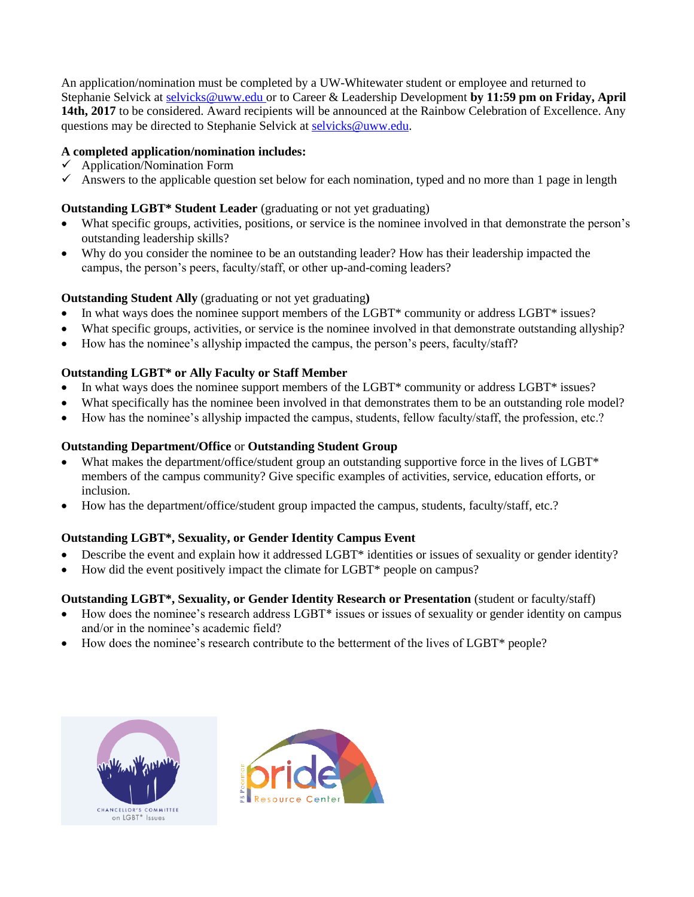An application/nomination must be completed by a UW-Whitewater student or employee and returned to Stephanie Selvick at selvicks@uww.edu or to Career & Leadership Development **by 11:59 pm on Friday, April 14th, 2017** to be considered. Award recipients will be announced at the Rainbow Celebration of Excellence. Any questions may be directed to Stephanie Selvick at selvicks@uww.edu.

**A completed application/nomination includes:**

- ✓ Application/Nomination Form
- ✓ Answers to the applicable question set below for each nomination, typed and no more than 1 page in length

**Outstanding LGBT* Student Leader** (graduating or not yet graduating)

- What specific groups, activities, positions, or service is the nominee involved in that demonstrate the person's outstanding leadership skills?
- Why do you consider the nominee to be an outstanding leader? How has their leadership impacted the campus, the person's peers, faculty/staff, or other up-and-coming leaders?

**Outstanding Student Ally** (graduating or not yet graduating**)**

- In what ways does the nominee support members of the LGBT* community or address LGBT* issues?
- What specific groups, activities, or service is the nominee involved in that demonstrate outstanding allyship?
- How has the nominee's allyship impacted the campus, the person's peers, faculty/staff?

**Outstanding LGBT* or Ally Faculty or Staff Member**

- In what ways does the nominee support members of the LGBT* community or address LGBT* issues?
- What specifically has the nominee been involved in that demonstrates them to be an outstanding role model?
- How has the nominee's allyship impacted the campus, students, fellow faculty/staff, the profession, etc.?

**Outstanding Department/Office** or **Outstanding Student Group**

- What makes the department/office/student group an outstanding supportive force in the lives of LGBT* members of the campus community? Give specific examples of activities, service, education efforts, or inclusion.
- How has the department/office/student group impacted the campus, students, faculty/staff, etc.?

**Outstanding LGBT*, Sexuality, or Gender Identity Campus Event**

- Describe the event and explain how it addressed LGBT* identities or issues of sexuality or gender identity?
- How did the event positively impact the climate for LGBT* people on campus?

**Outstanding LGBT*, Sexuality, or Gender Identity Research or Presentation** (student or faculty/staff)

- How does the nominee's research address LGBT* issues or issues of sexuality or gender identity on campus and/or in the nominee's academic field?
- How does the nominee's research contribute to the betterment of the lives of LGBT* people?

CHANCELLOR'S COMMITTEE on LGBT* Issues

PB Poorman pride Resource Center